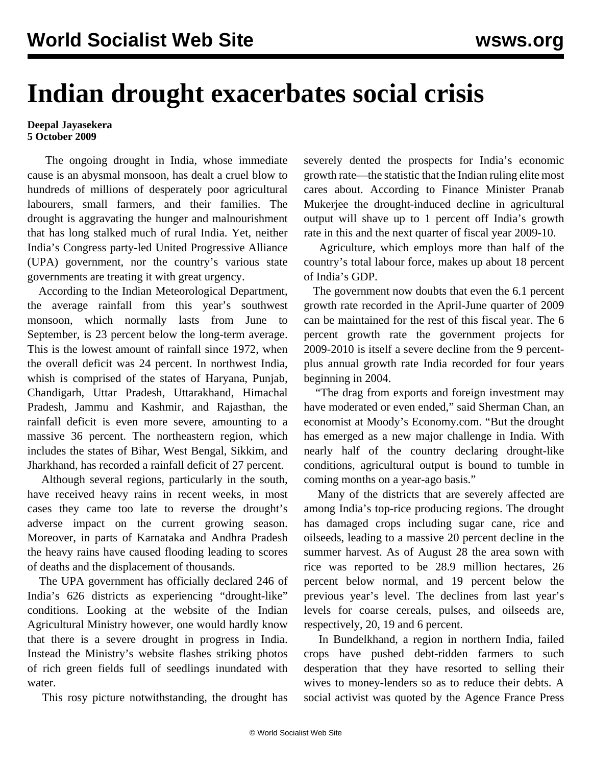# Indian drought exacerbates social crisis

**Deepal Jayasekera**
**5 October 2009**

The ongoing drought in India, whose immediate cause is an abysmal monsoon, has dealt a cruel blow to hundreds of millions of desperately poor agricultural labourers, small farmers, and their families. The drought is aggravating the hunger and malnourishment that has long stalked much of rural India. Yet, neither India's Congress party-led United Progressive Alliance (UPA) government, nor the country's various state governments are treating it with great urgency.

According to the Indian Meteorological Department, the average rainfall from this year's southwest monsoon, which normally lasts from June to September, is 23 percent below the long-term average. This is the lowest amount of rainfall since 1972, when the overall deficit was 24 percent. In northwest India, whish is comprised of the states of Haryana, Punjab, Chandigarh, Uttar Pradesh, Uttarakhand, Himachal Pradesh, Jammu and Kashmir, and Rajasthan, the rainfall deficit is even more severe, amounting to a massive 36 percent. The northeastern region, which includes the states of Bihar, West Bengal, Sikkim, and Jharkhand, has recorded a rainfall deficit of 27 percent.

Although several regions, particularly in the south, have received heavy rains in recent weeks, in most cases they came too late to reverse the drought's adverse impact on the current growing season. Moreover, in parts of Karnataka and Andhra Pradesh the heavy rains have caused flooding leading to scores of deaths and the displacement of thousands.

The UPA government has officially declared 246 of India's 626 districts as experiencing "drought-like" conditions. Looking at the website of the Indian Agricultural Ministry however, one would hardly know that there is a severe drought in progress in India. Instead the Ministry's website flashes striking photos of rich green fields full of seedlings inundated with water.

This rosy picture notwithstanding, the drought has severely dented the prospects for India's economic growth rate—the statistic that the Indian ruling elite most cares about. According to Finance Minister Pranab Mukerjee the drought-induced decline in agricultural output will shave up to 1 percent off India's growth rate in this and the next quarter of fiscal year 2009-10.

Agriculture, which employs more than half of the country's total labour force, makes up about 18 percent of India's GDP.

The government now doubts that even the 6.1 percent growth rate recorded in the April-June quarter of 2009 can be maintained for the rest of this fiscal year. The 6 percent growth rate the government projects for 2009-2010 is itself a severe decline from the 9 percent-plus annual growth rate India recorded for four years beginning in 2004.

"The drag from exports and foreign investment may have moderated or even ended," said Sherman Chan, an economist at Moody's Economy.com. "But the drought has emerged as a new major challenge in India. With nearly half of the country declaring drought-like conditions, agricultural output is bound to tumble in coming months on a year-ago basis."

Many of the districts that are severely affected are among India's top-rice producing regions. The drought has damaged crops including sugar cane, rice and oilseeds, leading to a massive 20 percent decline in the summer harvest. As of August 28 the area sown with rice was reported to be 28.9 million hectares, 26 percent below normal, and 19 percent below the previous year's level. The declines from last year's levels for coarse cereals, pulses, and oilseeds are, respectively, 20, 19 and 6 percent.

In Bundelkhand, a region in northern India, failed crops have pushed debt-ridden farmers to such desperation that they have resorted to selling their wives to money-lenders so as to reduce their debts. A social activist was quoted by the Agence France Press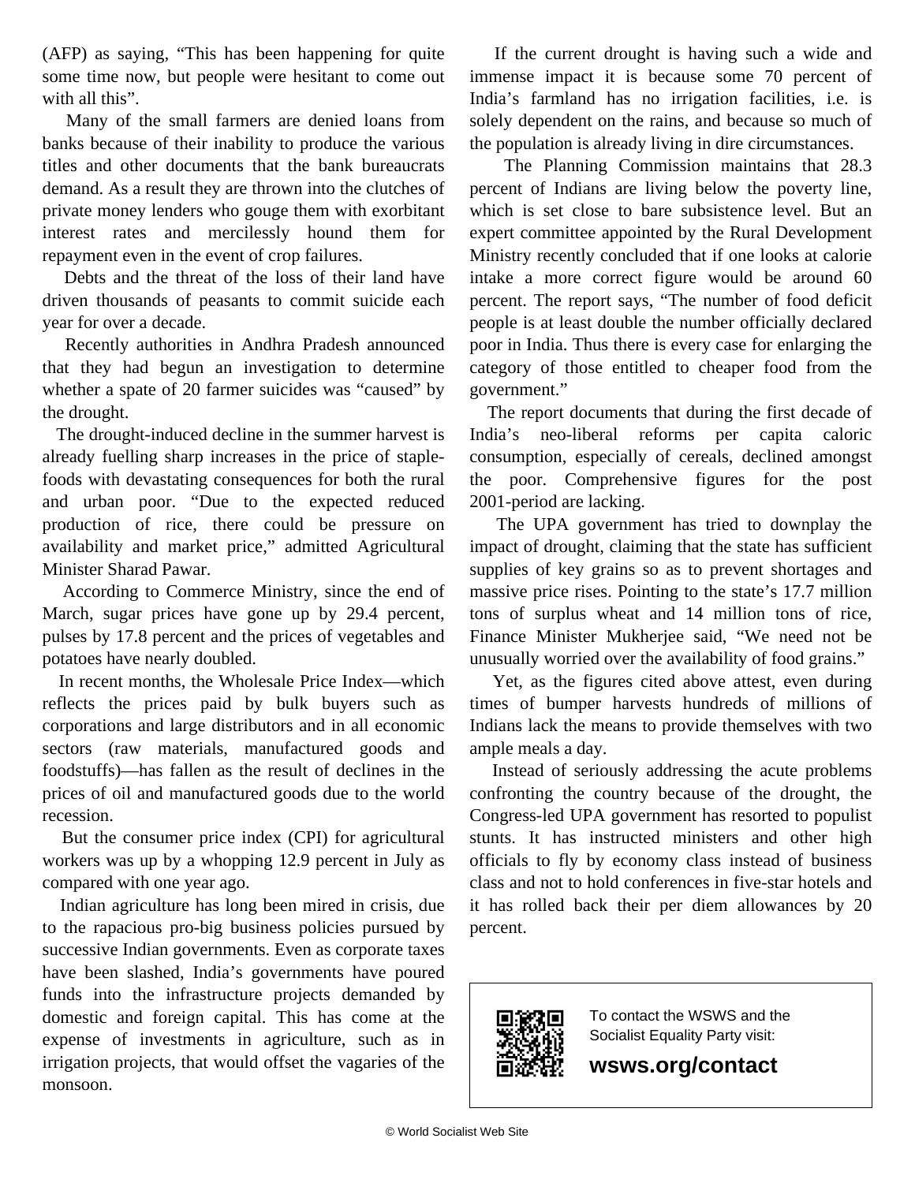(AFP) as saying, "This has been happening for quite some time now, but people were hesitant to come out with all this".

Many of the small farmers are denied loans from banks because of their inability to produce the various titles and other documents that the bank bureaucrats demand. As a result they are thrown into the clutches of private money lenders who gouge them with exorbitant interest rates and mercilessly hound them for repayment even in the event of crop failures.

Debts and the threat of the loss of their land have driven thousands of peasants to commit suicide each year for over a decade.

Recently authorities in Andhra Pradesh announced that they had begun an investigation to determine whether a spate of 20 farmer suicides was "caused" by the drought.

The drought-induced decline in the summer harvest is already fuelling sharp increases in the price of staple-foods with devastating consequences for both the rural and urban poor. "Due to the expected reduced production of rice, there could be pressure on availability and market price," admitted Agricultural Minister Sharad Pawar.

According to Commerce Ministry, since the end of March, sugar prices have gone up by 29.4 percent, pulses by 17.8 percent and the prices of vegetables and potatoes have nearly doubled.

In recent months, the Wholesale Price Index—which reflects the prices paid by bulk buyers such as corporations and large distributors and in all economic sectors (raw materials, manufactured goods and foodstuffs)—has fallen as the result of declines in the prices of oil and manufactured goods due to the world recession.

But the consumer price index (CPI) for agricultural workers was up by a whopping 12.9 percent in July as compared with one year ago.

Indian agriculture has long been mired in crisis, due to the rapacious pro-big business policies pursued by successive Indian governments. Even as corporate taxes have been slashed, India's governments have poured funds into the infrastructure projects demanded by domestic and foreign capital. This has come at the expense of investments in agriculture, such as in irrigation projects, that would offset the vagaries of the monsoon.

If the current drought is having such a wide and immense impact it is because some 70 percent of India's farmland has no irrigation facilities, i.e. is solely dependent on the rains, and because so much of the population is already living in dire circumstances.

The Planning Commission maintains that 28.3 percent of Indians are living below the poverty line, which is set close to bare subsistence level. But an expert committee appointed by the Rural Development Ministry recently concluded that if one looks at calorie intake a more correct figure would be around 60 percent. The report says, "The number of food deficit people is at least double the number officially declared poor in India. Thus there is every case for enlarging the category of those entitled to cheaper food from the government."

The report documents that during the first decade of India's neo-liberal reforms per capita caloric consumption, especially of cereals, declined amongst the poor. Comprehensive figures for the post 2001-period are lacking.

The UPA government has tried to downplay the impact of drought, claiming that the state has sufficient supplies of key grains so as to prevent shortages and massive price rises. Pointing to the state's 17.7 million tons of surplus wheat and 14 million tons of rice, Finance Minister Mukherjee said, "We need not be unusually worried over the availability of food grains."

Yet, as the figures cited above attest, even during times of bumper harvests hundreds of millions of Indians lack the means to provide themselves with two ample meals a day.

Instead of seriously addressing the acute problems confronting the country because of the drought, the Congress-led UPA government has resorted to populist stunts. It has instructed ministers and other high officials to fly by economy class instead of business class and not to hold conferences in five-star hotels and it has rolled back their per diem allowances by 20 percent.

To contact the WSWS and the Socialist Equality Party visit:

**wsws.org/contact**